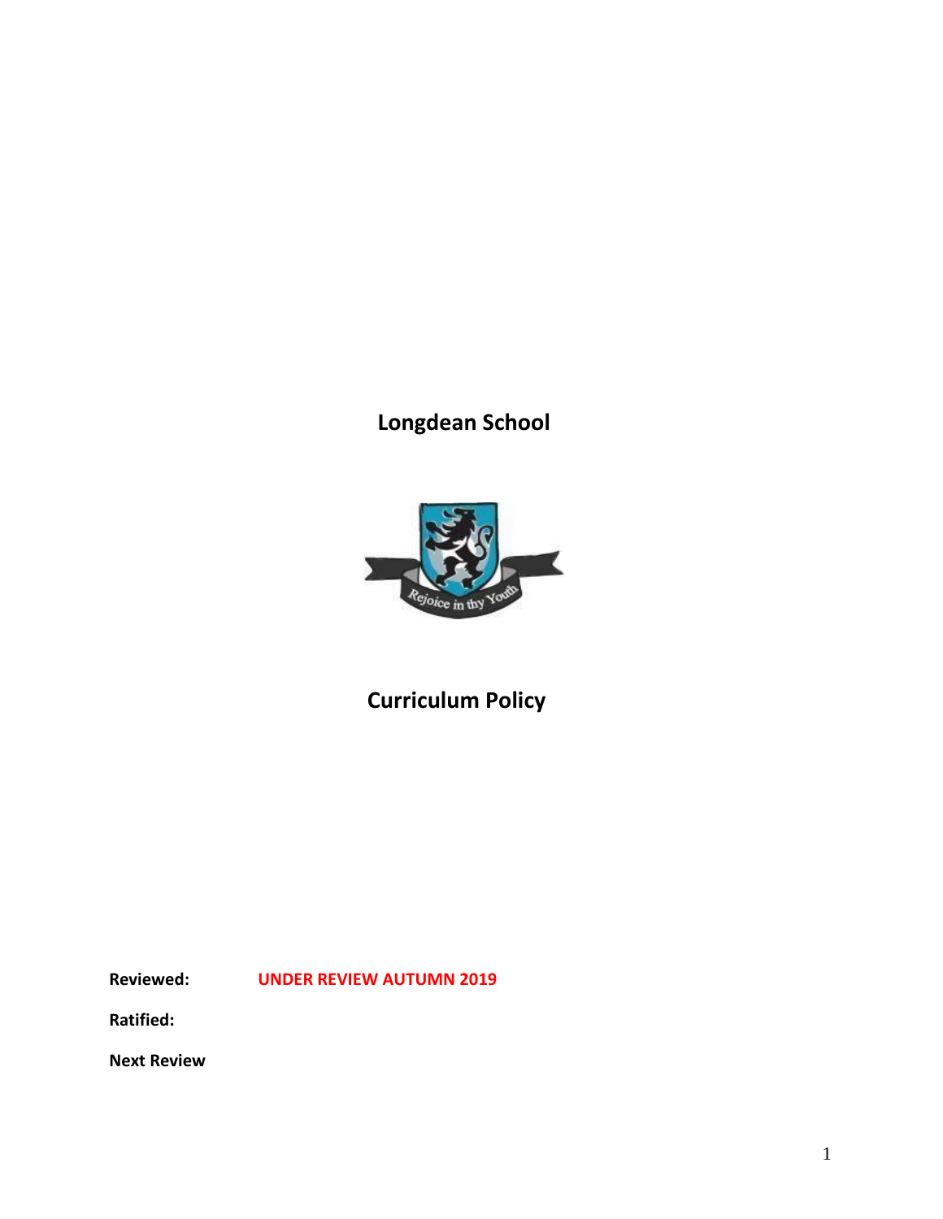# Longdean School

# Curriculum Policy

**Reviewed:** **UNDER REVIEW AUTUMN 2019**

**Ratified:**

**Next Review**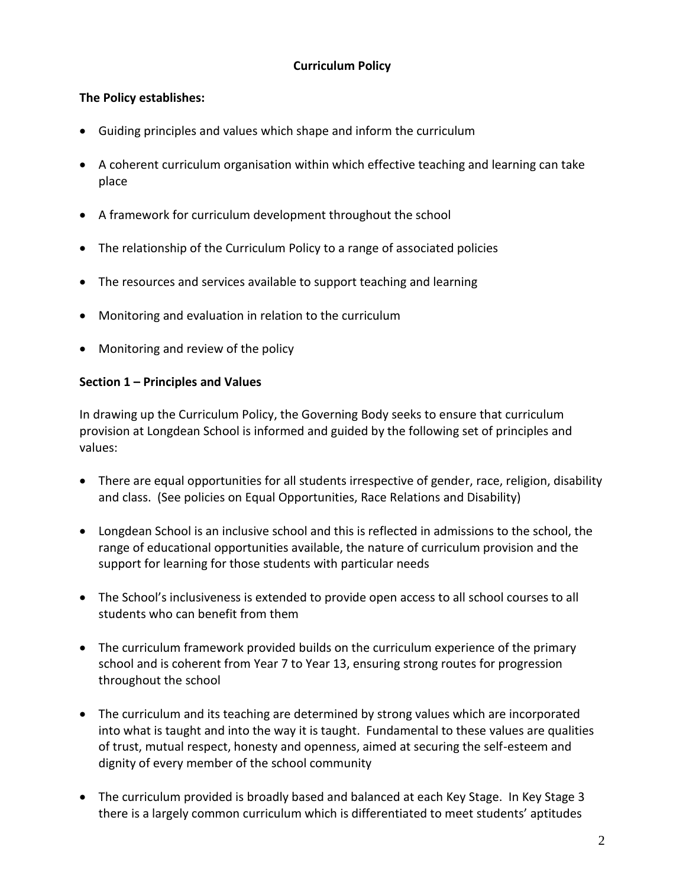# Curriculum Policy

**The Policy establishes:**

- Guiding principles and values which shape and inform the curriculum
- A coherent curriculum organisation within which effective teaching and learning can take place
- A framework for curriculum development throughout the school
- The relationship of the Curriculum Policy to a range of associated policies
- The resources and services available to support teaching and learning
- Monitoring and evaluation in relation to the curriculum
- Monitoring and review of the policy

## Section 1 – Principles and Values

In drawing up the Curriculum Policy, the Governing Body seeks to ensure that curriculum provision at Longdean School is informed and guided by the following set of principles and values:

- There are equal opportunities for all students irrespective of gender, race, religion, disability and class. (See policies on Equal Opportunities, Race Relations and Disability)
- Longdean School is an inclusive school and this is reflected in admissions to the school, the range of educational opportunities available, the nature of curriculum provision and the support for learning for those students with particular needs
- The School's inclusiveness is extended to provide open access to all school courses to all students who can benefit from them
- The curriculum framework provided builds on the curriculum experience of the primary school and is coherent from Year 7 to Year 13, ensuring strong routes for progression throughout the school
- The curriculum and its teaching are determined by strong values which are incorporated into what is taught and into the way it is taught. Fundamental to these values are qualities of trust, mutual respect, honesty and openness, aimed at securing the self-esteem and dignity of every member of the school community
- The curriculum provided is broadly based and balanced at each Key Stage. In Key Stage 3 there is a largely common curriculum which is differentiated to meet students' aptitudes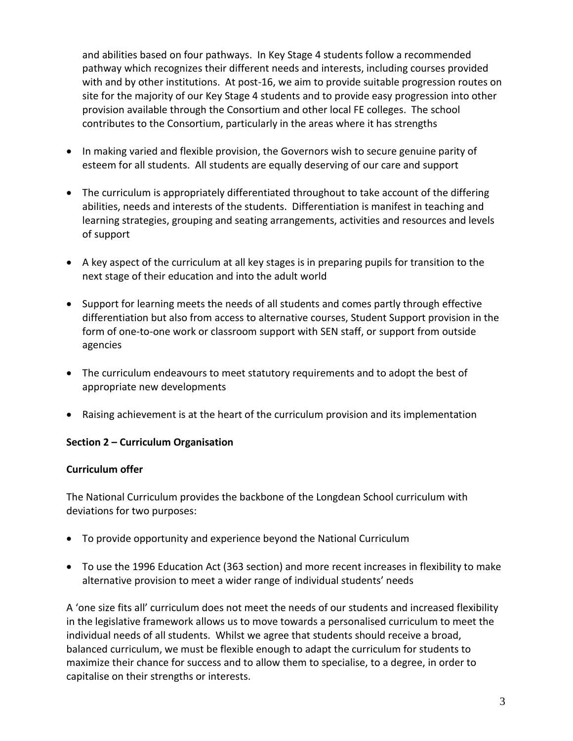and abilities based on four pathways. In Key Stage 4 students follow a recommended pathway which recognizes their different needs and interests, including courses provided with and by other institutions. At post-16, we aim to provide suitable progression routes on site for the majority of our Key Stage 4 students and to provide easy progression into other provision available through the Consortium and other local FE colleges. The school contributes to the Consortium, particularly in the areas where it has strengths

- In making varied and flexible provision, the Governors wish to secure genuine parity of esteem for all students. All students are equally deserving of our care and support
- The curriculum is appropriately differentiated throughout to take account of the differing abilities, needs and interests of the students. Differentiation is manifest in teaching and learning strategies, grouping and seating arrangements, activities and resources and levels of support
- A key aspect of the curriculum at all key stages is in preparing pupils for transition to the next stage of their education and into the adult world
- Support for learning meets the needs of all students and comes partly through effective differentiation but also from access to alternative courses, Student Support provision in the form of one-to-one work or classroom support with SEN staff, or support from outside agencies
- The curriculum endeavours to meet statutory requirements and to adopt the best of appropriate new developments
- Raising achievement is at the heart of the curriculum provision and its implementation

**Section 2 – Curriculum Organisation**

**Curriculum offer**

The National Curriculum provides the backbone of the Longdean School curriculum with deviations for two purposes:

- To provide opportunity and experience beyond the National Curriculum
- To use the 1996 Education Act (363 section) and more recent increases in flexibility to make alternative provision to meet a wider range of individual students' needs

A 'one size fits all' curriculum does not meet the needs of our students and increased flexibility in the legislative framework allows us to move towards a personalised curriculum to meet the individual needs of all students. Whilst we agree that students should receive a broad, balanced curriculum, we must be flexible enough to adapt the curriculum for students to maximize their chance for success and to allow them to specialise, to a degree, in order to capitalise on their strengths or interests.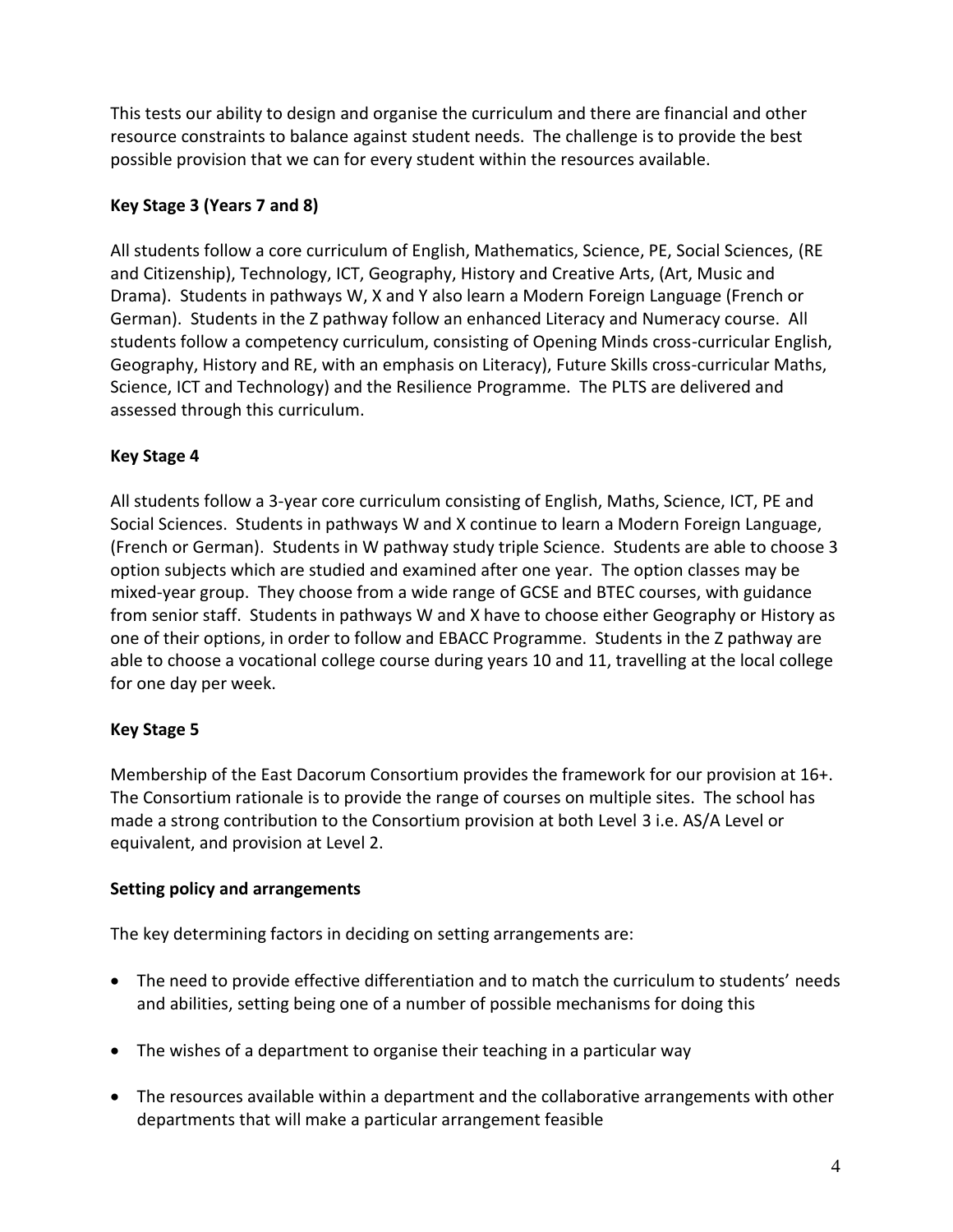This tests our ability to design and organise the curriculum and there are financial and other resource constraints to balance against student needs. The challenge is to provide the best possible provision that we can for every student within the resources available.

**Key Stage 3 (Years 7 and 8)**

All students follow a core curriculum of English, Mathematics, Science, PE, Social Sciences, (RE and Citizenship), Technology, ICT, Geography, History and Creative Arts, (Art, Music and Drama). Students in pathways W, X and Y also learn a Modern Foreign Language (French or German). Students in the Z pathway follow an enhanced Literacy and Numeracy course. All students follow a competency curriculum, consisting of Opening Minds cross-curricular English, Geography, History and RE, with an emphasis on Literacy), Future Skills cross-curricular Maths, Science, ICT and Technology) and the Resilience Programme. The PLTS are delivered and assessed through this curriculum.

**Key Stage 4**

All students follow a 3-year core curriculum consisting of English, Maths, Science, ICT, PE and Social Sciences. Students in pathways W and X continue to learn a Modern Foreign Language, (French or German). Students in W pathway study triple Science. Students are able to choose 3 option subjects which are studied and examined after one year. The option classes may be mixed-year group. They choose from a wide range of GCSE and BTEC courses, with guidance from senior staff. Students in pathways W and X have to choose either Geography or History as one of their options, in order to follow and EBACC Programme. Students in the Z pathway are able to choose a vocational college course during years 10 and 11, travelling at the local college for one day per week.

**Key Stage 5**

Membership of the East Dacorum Consortium provides the framework for our provision at 16+. The Consortium rationale is to provide the range of courses on multiple sites. The school has made a strong contribution to the Consortium provision at both Level 3 i.e. AS/A Level or equivalent, and provision at Level 2.

**Setting policy and arrangements**

The key determining factors in deciding on setting arrangements are:

- The need to provide effective differentiation and to match the curriculum to students' needs and abilities, setting being one of a number of possible mechanisms for doing this
- The wishes of a department to organise their teaching in a particular way
- The resources available within a department and the collaborative arrangements with other departments that will make a particular arrangement feasible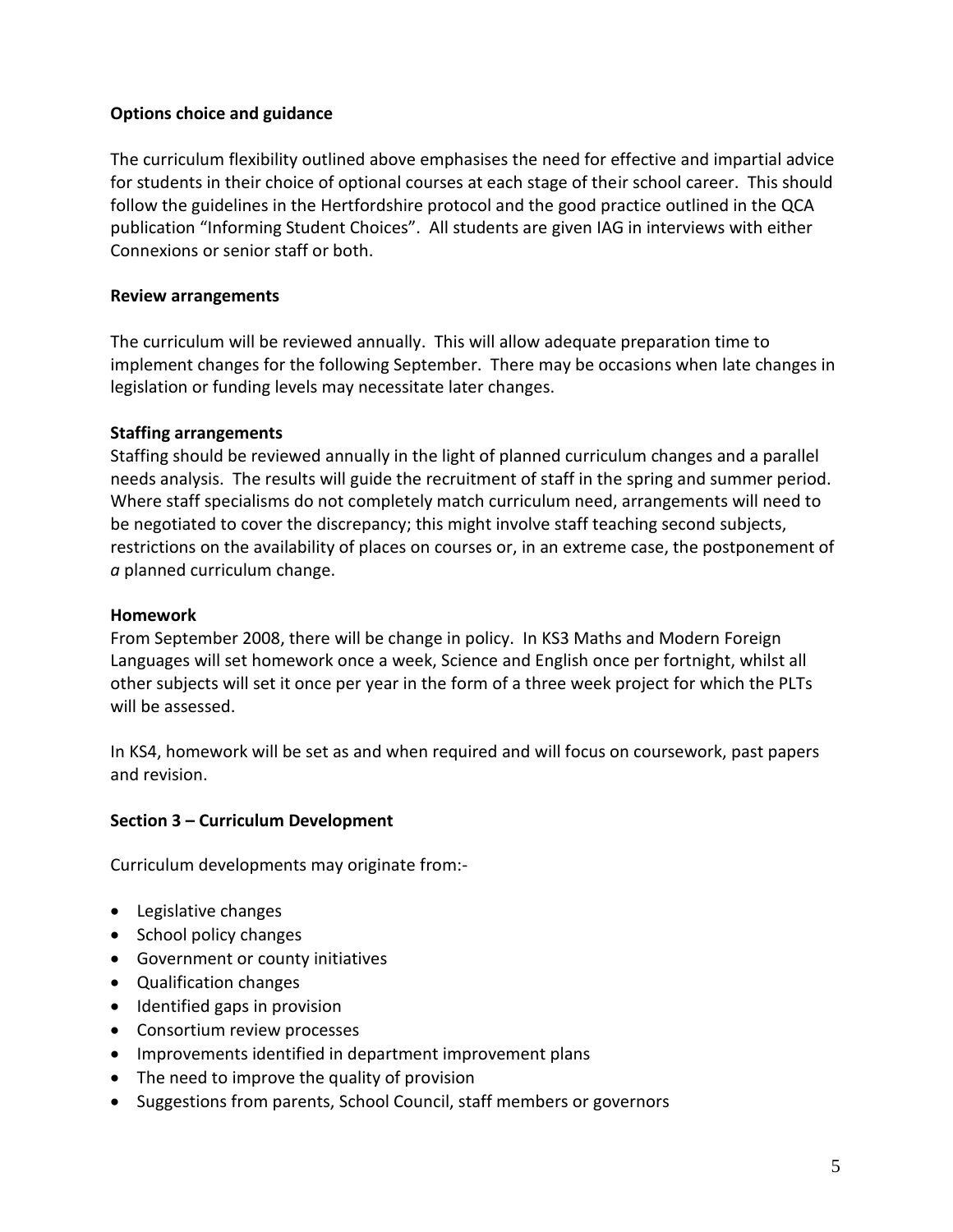**Options choice and guidance**

The curriculum flexibility outlined above emphasises the need for effective and impartial advice for students in their choice of optional courses at each stage of their school career. This should follow the guidelines in the Hertfordshire protocol and the good practice outlined in the QCA publication "Informing Student Choices". All students are given IAG in interviews with either Connexions or senior staff or both.

**Review arrangements**

The curriculum will be reviewed annually. This will allow adequate preparation time to implement changes for the following September. There may be occasions when late changes in legislation or funding levels may necessitate later changes.

**Staffing arrangements**

Staffing should be reviewed annually in the light of planned curriculum changes and a parallel needs analysis. The results will guide the recruitment of staff in the spring and summer period. Where staff specialisms do not completely match curriculum need, arrangements will need to be negotiated to cover the discrepancy; this might involve staff teaching second subjects, restrictions on the availability of places on courses or, in an extreme case, the postponement of *a* planned curriculum change.

**Homework**

From September 2008, there will be change in policy. In KS3 Maths and Modern Foreign Languages will set homework once a week, Science and English once per fortnight, whilst all other subjects will set it once per year in the form of a three week project for which the PLTs will be assessed.

In KS4, homework will be set as and when required and will focus on coursework, past papers and revision.

**Section 3 – Curriculum Development**

Curriculum developments may originate from:-

- Legislative changes
- School policy changes
- Government or county initiatives
- Qualification changes
- Identified gaps in provision
- Consortium review processes
- Improvements identified in department improvement plans
- The need to improve the quality of provision
- Suggestions from parents, School Council, staff members or governors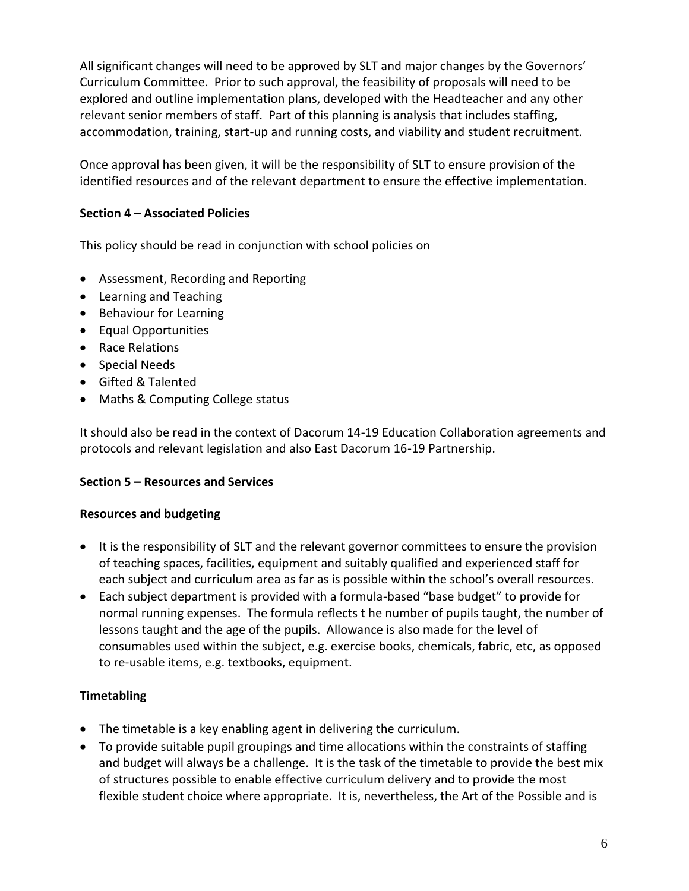All significant changes will need to be approved by SLT and major changes by the Governors' Curriculum Committee. Prior to such approval, the feasibility of proposals will need to be explored and outline implementation plans, developed with the Headteacher and any other relevant senior members of staff. Part of this planning is analysis that includes staffing, accommodation, training, start-up and running costs, and viability and student recruitment.

Once approval has been given, it will be the responsibility of SLT to ensure provision of the identified resources and of the relevant department to ensure the effective implementation.

**Section 4 – Associated Policies**

This policy should be read in conjunction with school policies on

- Assessment, Recording and Reporting
- Learning and Teaching
- Behaviour for Learning
- Equal Opportunities
- Race Relations
- Special Needs
- Gifted & Talented
- Maths & Computing College status

It should also be read in the context of Dacorum 14-19 Education Collaboration agreements and protocols and relevant legislation and also East Dacorum 16-19 Partnership.

**Section 5 – Resources and Services**

**Resources and budgeting**

- It is the responsibility of SLT and the relevant governor committees to ensure the provision of teaching spaces, facilities, equipment and suitably qualified and experienced staff for each subject and curriculum area as far as is possible within the school's overall resources.
- Each subject department is provided with a formula-based "base budget" to provide for normal running expenses. The formula reflects t he number of pupils taught, the number of lessons taught and the age of the pupils. Allowance is also made for the level of consumables used within the subject, e.g. exercise books, chemicals, fabric, etc, as opposed to re-usable items, e.g. textbooks, equipment.

**Timetabling**

- The timetable is a key enabling agent in delivering the curriculum.
- To provide suitable pupil groupings and time allocations within the constraints of staffing and budget will always be a challenge. It is the task of the timetable to provide the best mix of structures possible to enable effective curriculum delivery and to provide the most flexible student choice where appropriate. It is, nevertheless, the Art of the Possible and is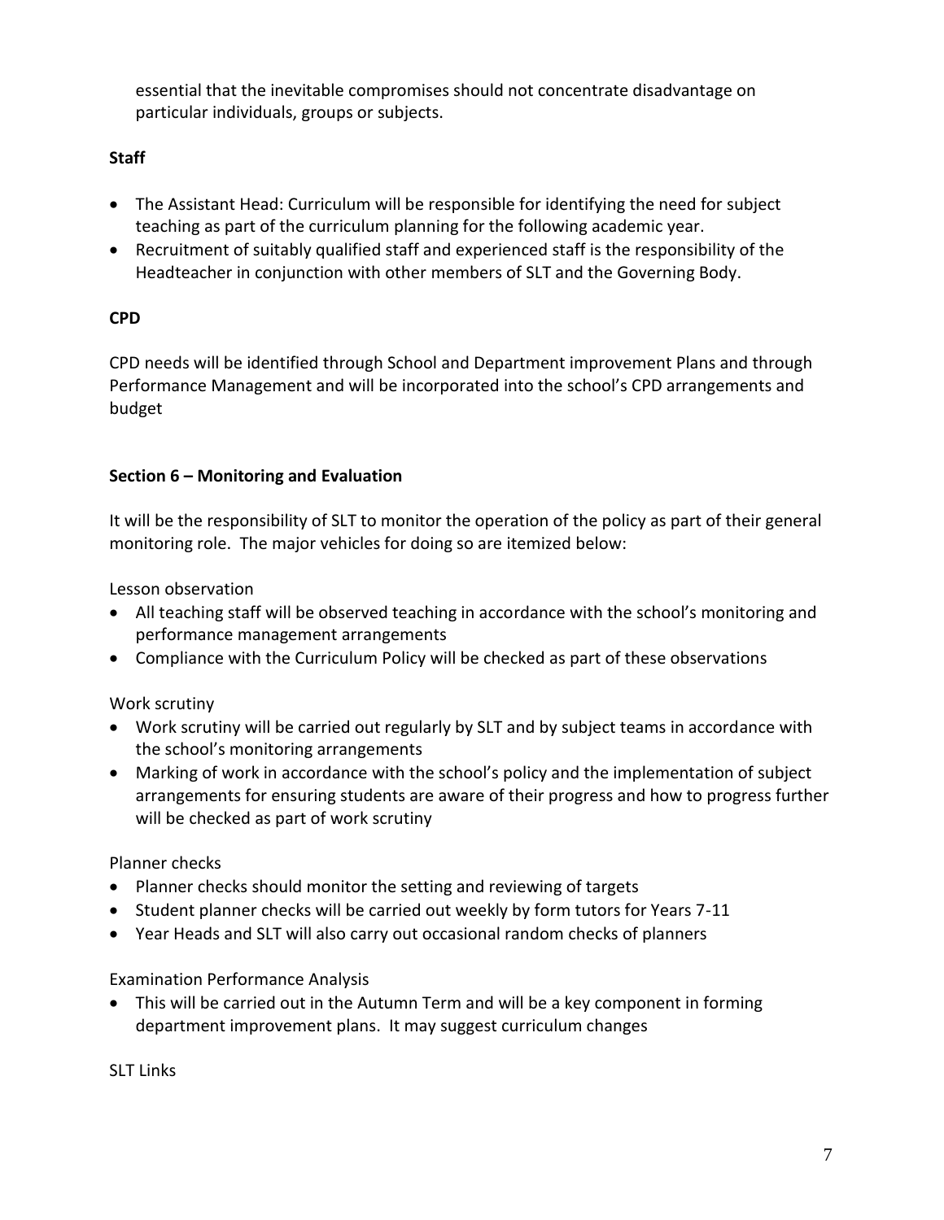essential that the inevitable compromises should not concentrate disadvantage on particular individuals, groups or subjects.

**Staff**

- The Assistant Head: Curriculum will be responsible for identifying the need for subject teaching as part of the curriculum planning for the following academic year.
- Recruitment of suitably qualified staff and experienced staff is the responsibility of the Headteacher in conjunction with other members of SLT and the Governing Body.

**CPD**

CPD needs will be identified through School and Department improvement Plans and through Performance Management and will be incorporated into the school's CPD arrangements and budget

**Section 6 – Monitoring and Evaluation**

It will be the responsibility of SLT to monitor the operation of the policy as part of their general monitoring role. The major vehicles for doing so are itemized below:

Lesson observation

- All teaching staff will be observed teaching in accordance with the school's monitoring and performance management arrangements
- Compliance with the Curriculum Policy will be checked as part of these observations

Work scrutiny

- Work scrutiny will be carried out regularly by SLT and by subject teams in accordance with the school's monitoring arrangements
- Marking of work in accordance with the school's policy and the implementation of subject arrangements for ensuring students are aware of their progress and how to progress further will be checked as part of work scrutiny

Planner checks

- Planner checks should monitor the setting and reviewing of targets
- Student planner checks will be carried out weekly by form tutors for Years 7-11
- Year Heads and SLT will also carry out occasional random checks of planners

Examination Performance Analysis

- This will be carried out in the Autumn Term and will be a key component in forming department improvement plans. It may suggest curriculum changes

SLT Links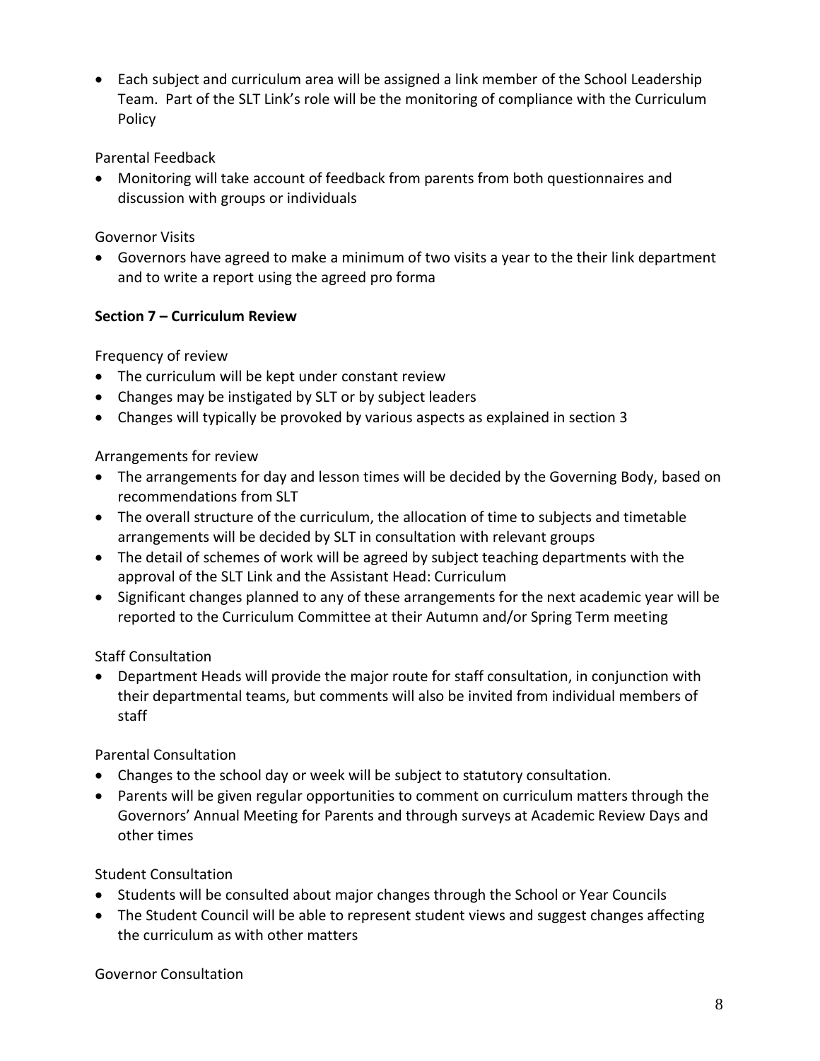- Each subject and curriculum area will be assigned a link member of the School Leadership Team. Part of the SLT Link's role will be the monitoring of compliance with the Curriculum Policy

Parental Feedback

- Monitoring will take account of feedback from parents from both questionnaires and discussion with groups or individuals

Governor Visits

- Governors have agreed to make a minimum of two visits a year to the their link department and to write a report using the agreed pro forma

**Section 7 – Curriculum Review**

Frequency of review

- The curriculum will be kept under constant review
- Changes may be instigated by SLT or by subject leaders
- Changes will typically be provoked by various aspects as explained in section 3

Arrangements for review

- The arrangements for day and lesson times will be decided by the Governing Body, based on recommendations from SLT
- The overall structure of the curriculum, the allocation of time to subjects and timetable arrangements will be decided by SLT in consultation with relevant groups
- The detail of schemes of work will be agreed by subject teaching departments with the approval of the SLT Link and the Assistant Head: Curriculum
- Significant changes planned to any of these arrangements for the next academic year will be reported to the Curriculum Committee at their Autumn and/or Spring Term meeting

Staff Consultation

- Department Heads will provide the major route for staff consultation, in conjunction with their departmental teams, but comments will also be invited from individual members of staff

Parental Consultation

- Changes to the school day or week will be subject to statutory consultation.
- Parents will be given regular opportunities to comment on curriculum matters through the Governors' Annual Meeting for Parents and through surveys at Academic Review Days and other times

Student Consultation

- Students will be consulted about major changes through the School or Year Councils
- The Student Council will be able to represent student views and suggest changes affecting the curriculum as with other matters

Governor Consultation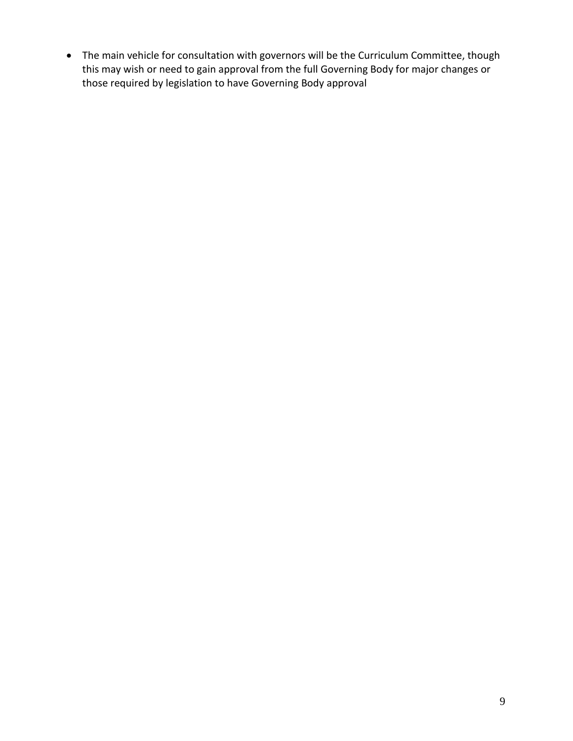- The main vehicle for consultation with governors will be the Curriculum Committee, though this may wish or need to gain approval from the full Governing Body for major changes or those required by legislation to have Governing Body approval